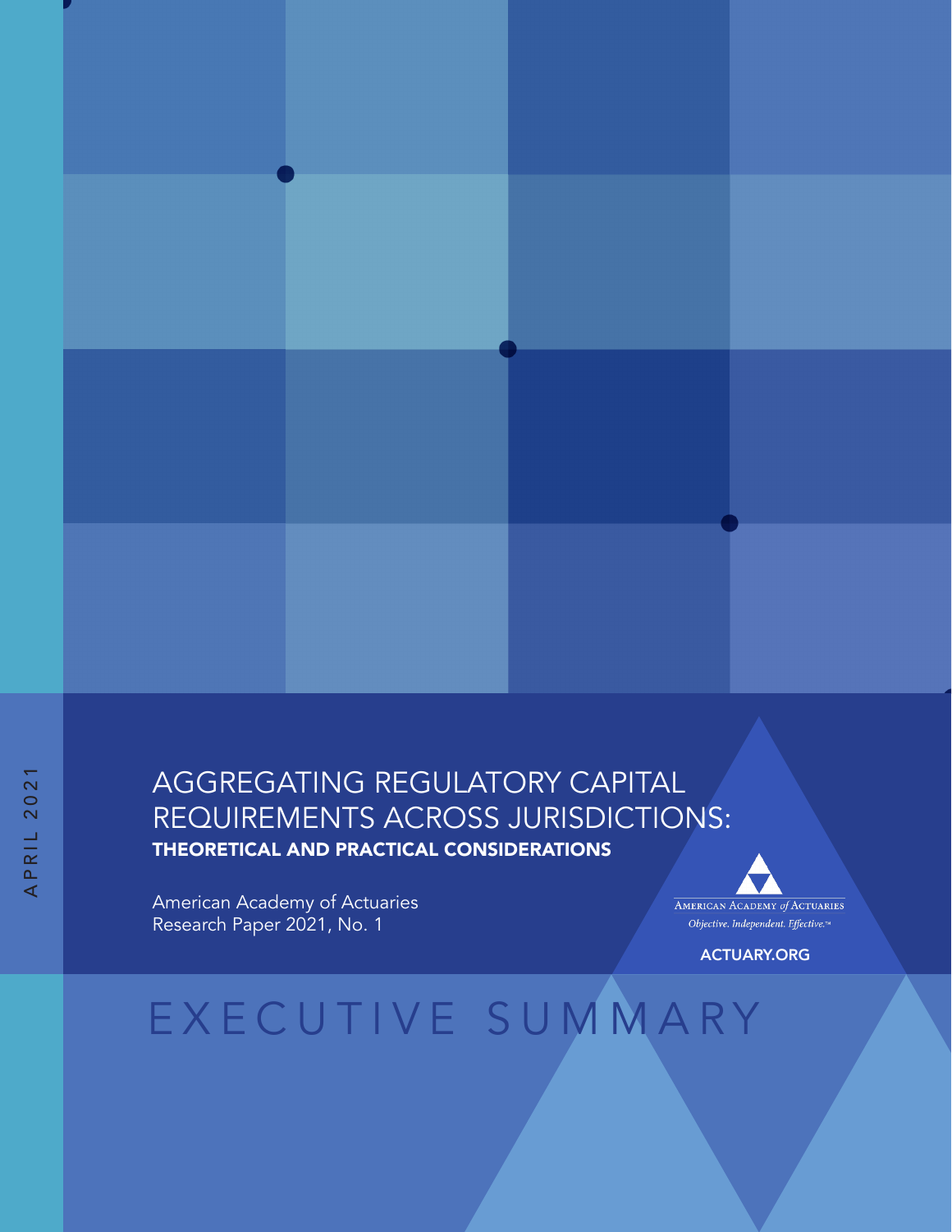APRIL 2021

# AGGREGATING REGULATORY CAPITAL REQUIREMENTS ACROSS JURISDICTIONS:

**THEORETICAL AND PRACTICAL CONSIDERATIONS**

American Academy of Actuaries
Research Paper 2021, No. 1

AMERICAN ACADEMY *of* ACTUARIES
*Objective. Independent. Effective.*™

ACTUARY.ORG

# EXECUTIVE SUMMARY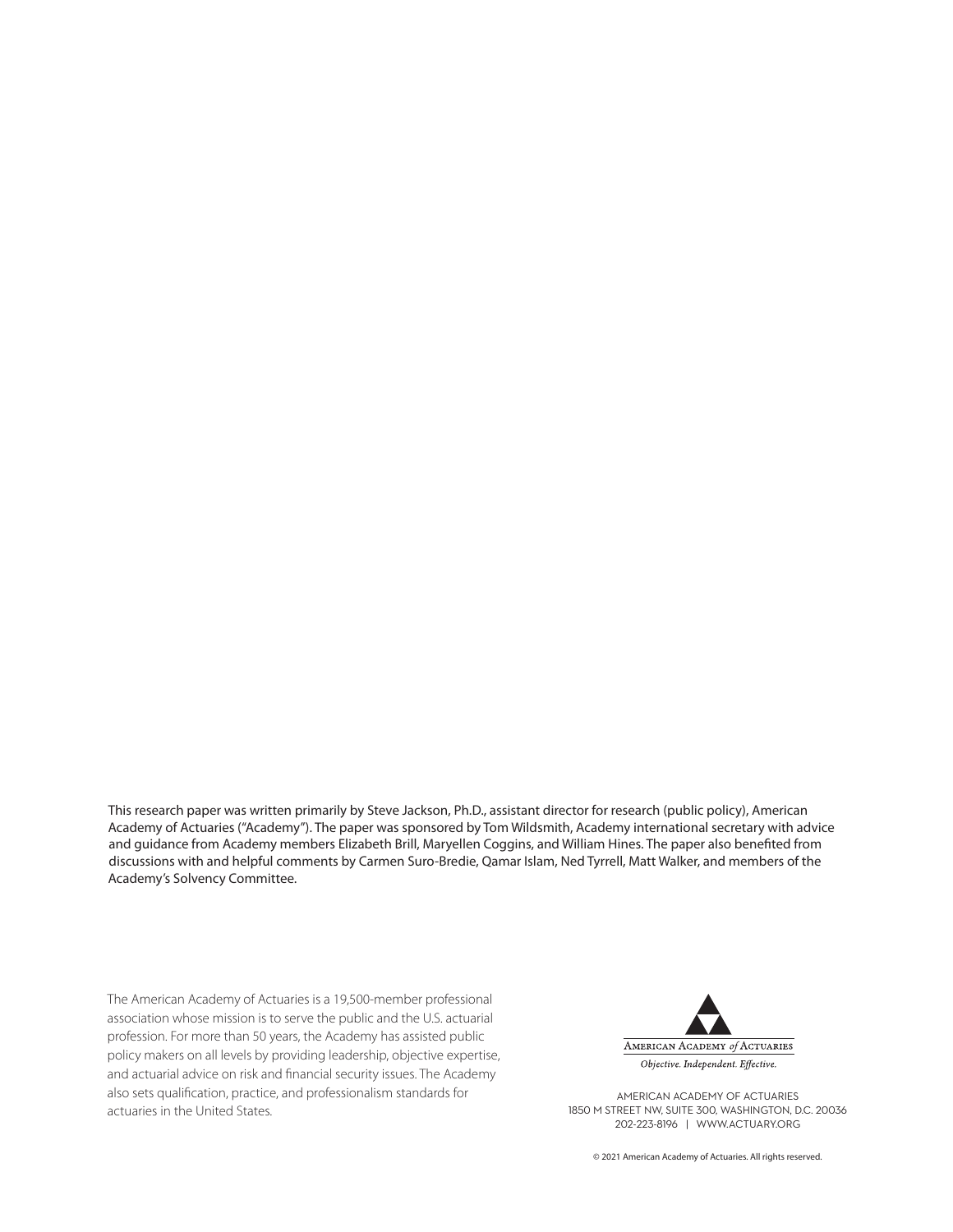This research paper was written primarily by Steve Jackson, Ph.D., assistant director for research (public policy), American Academy of Actuaries ("Academy"). The paper was sponsored by Tom Wildsmith, Academy international secretary with advice and guidance from Academy members Elizabeth Brill, Maryellen Coggins, and William Hines. The paper also benefited from discussions with and helpful comments by Carmen Suro-Bredie, Qamar Islam, Ned Tyrrell, Matt Walker, and members of the Academy's Solvency Committee.

The American Academy of Actuaries is a 19,500-member professional association whose mission is to serve the public and the U.S. actuarial profession. For more than 50 years, the Academy has assisted public policy makers on all levels by providing leadership, objective expertise, and actuarial advice on risk and financial security issues. The Academy also sets qualification, practice, and professionalism standards for actuaries in the United States.

AMERICAN ACADEMY *of* ACTUARIES

*Objective. Independent. Effective.*

AMERICAN ACADEMY OF ACTUARIES
1850 M STREET NW, SUITE 300, WASHINGTON, D.C. 20036
202-223-8196 | WWW.ACTUARY.ORG

© 2021 American Academy of Actuaries. All rights reserved.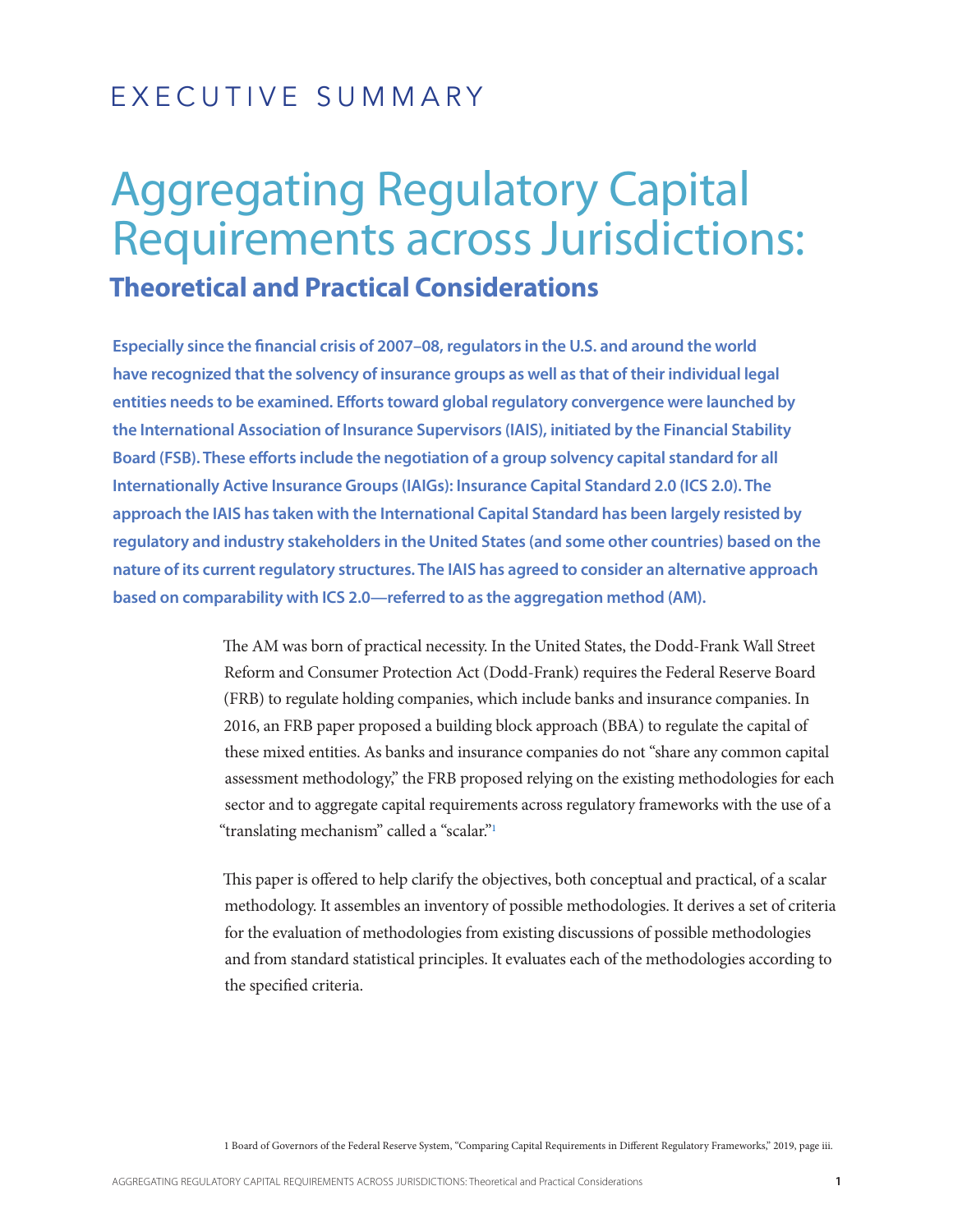# EXECUTIVE SUMMARY

# Aggregating Regulatory Capital Requirements across Jurisdictions:

## Theoretical and Practical Considerations

**Especially since the financial crisis of 2007–08, regulators in the U.S. and around the world have recognized that the solvency of insurance groups as well as that of their individual legal entities needs to be examined. Efforts toward global regulatory convergence were launched by the International Association of Insurance Supervisors (IAIS), initiated by the Financial Stability Board (FSB). These efforts include the negotiation of a group solvency capital standard for all Internationally Active Insurance Groups (IAIGs): Insurance Capital Standard 2.0 (ICS 2.0). The approach the IAIS has taken with the International Capital Standard has been largely resisted by regulatory and industry stakeholders in the United States (and some other countries) based on the nature of its current regulatory structures. The IAIS has agreed to consider an alternative approach based on comparability with ICS 2.0—referred to as the aggregation method (AM).**

The AM was born of practical necessity. In the United States, the Dodd-Frank Wall Street Reform and Consumer Protection Act (Dodd-Frank) requires the Federal Reserve Board (FRB) to regulate holding companies, which include banks and insurance companies. In 2016, an FRB paper proposed a building block approach (BBA) to regulate the capital of these mixed entities. As banks and insurance companies do not "share any common capital assessment methodology," the FRB proposed relying on the existing methodologies for each sector and to aggregate capital requirements across regulatory frameworks with the use of a "translating mechanism" called a "scalar."[1]

This paper is offered to help clarify the objectives, both conceptual and practical, of a scalar methodology. It assembles an inventory of possible methodologies. It derives a set of criteria for the evaluation of methodologies from existing discussions of possible methodologies and from standard statistical principles. It evaluates each of the methodologies according to the specified criteria.

1 Board of Governors of the Federal Reserve System, "Comparing Capital Requirements in Different Regulatory Frameworks," 2019, page iii.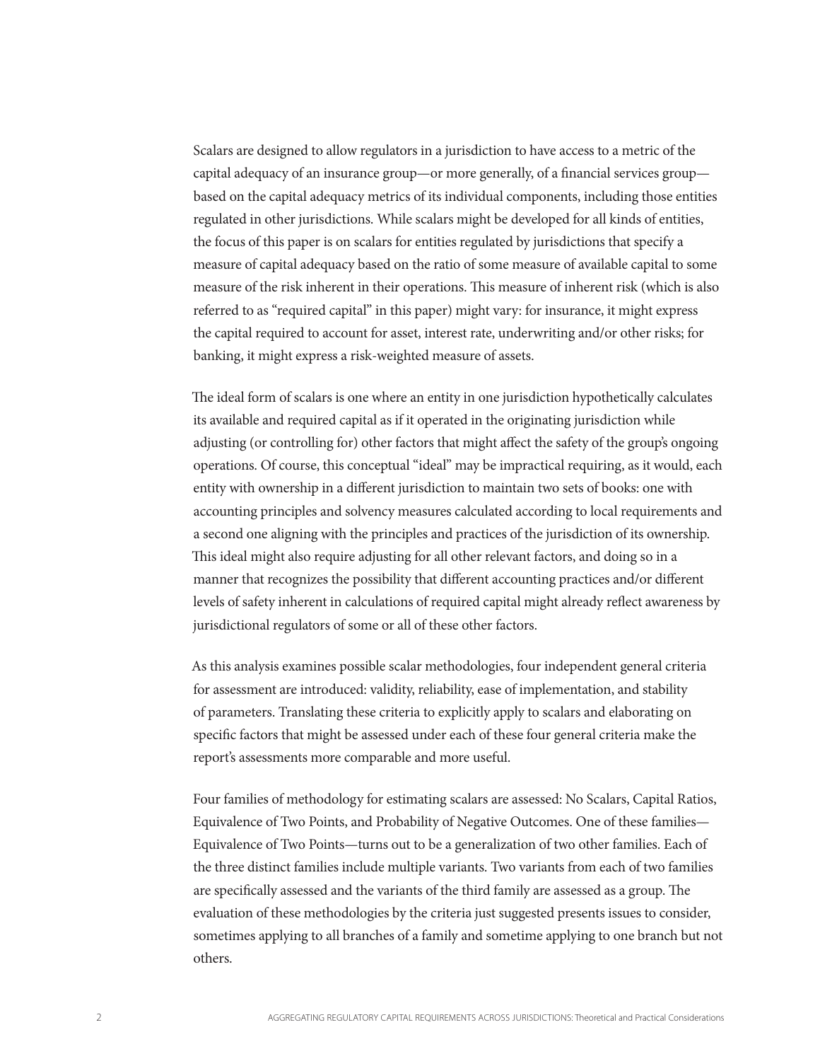Scalars are designed to allow regulators in a jurisdiction to have access to a metric of the capital adequacy of an insurance group—or more generally, of a financial services group—based on the capital adequacy metrics of its individual components, including those entities regulated in other jurisdictions. While scalars might be developed for all kinds of entities, the focus of this paper is on scalars for entities regulated by jurisdictions that specify a measure of capital adequacy based on the ratio of some measure of available capital to some measure of the risk inherent in their operations. This measure of inherent risk (which is also referred to as "required capital" in this paper) might vary: for insurance, it might express the capital required to account for asset, interest rate, underwriting and/or other risks; for banking, it might express a risk-weighted measure of assets.

The ideal form of scalars is one where an entity in one jurisdiction hypothetically calculates its available and required capital as if it operated in the originating jurisdiction while adjusting (or controlling for) other factors that might affect the safety of the group's ongoing operations. Of course, this conceptual "ideal" may be impractical requiring, as it would, each entity with ownership in a different jurisdiction to maintain two sets of books: one with accounting principles and solvency measures calculated according to local requirements and a second one aligning with the principles and practices of the jurisdiction of its ownership. This ideal might also require adjusting for all other relevant factors, and doing so in a manner that recognizes the possibility that different accounting practices and/or different levels of safety inherent in calculations of required capital might already reflect awareness by jurisdictional regulators of some or all of these other factors.

As this analysis examines possible scalar methodologies, four independent general criteria for assessment are introduced: validity, reliability, ease of implementation, and stability of parameters. Translating these criteria to explicitly apply to scalars and elaborating on specific factors that might be assessed under each of these four general criteria make the report's assessments more comparable and more useful.

Four families of methodology for estimating scalars are assessed: No Scalars, Capital Ratios, Equivalence of Two Points, and Probability of Negative Outcomes. One of these families—Equivalence of Two Points—turns out to be a generalization of two other families. Each of the three distinct families include multiple variants. Two variants from each of two families are specifically assessed and the variants of the third family are assessed as a group. The evaluation of these methodologies by the criteria just suggested presents issues to consider, sometimes applying to all branches of a family and sometime applying to one branch but not others.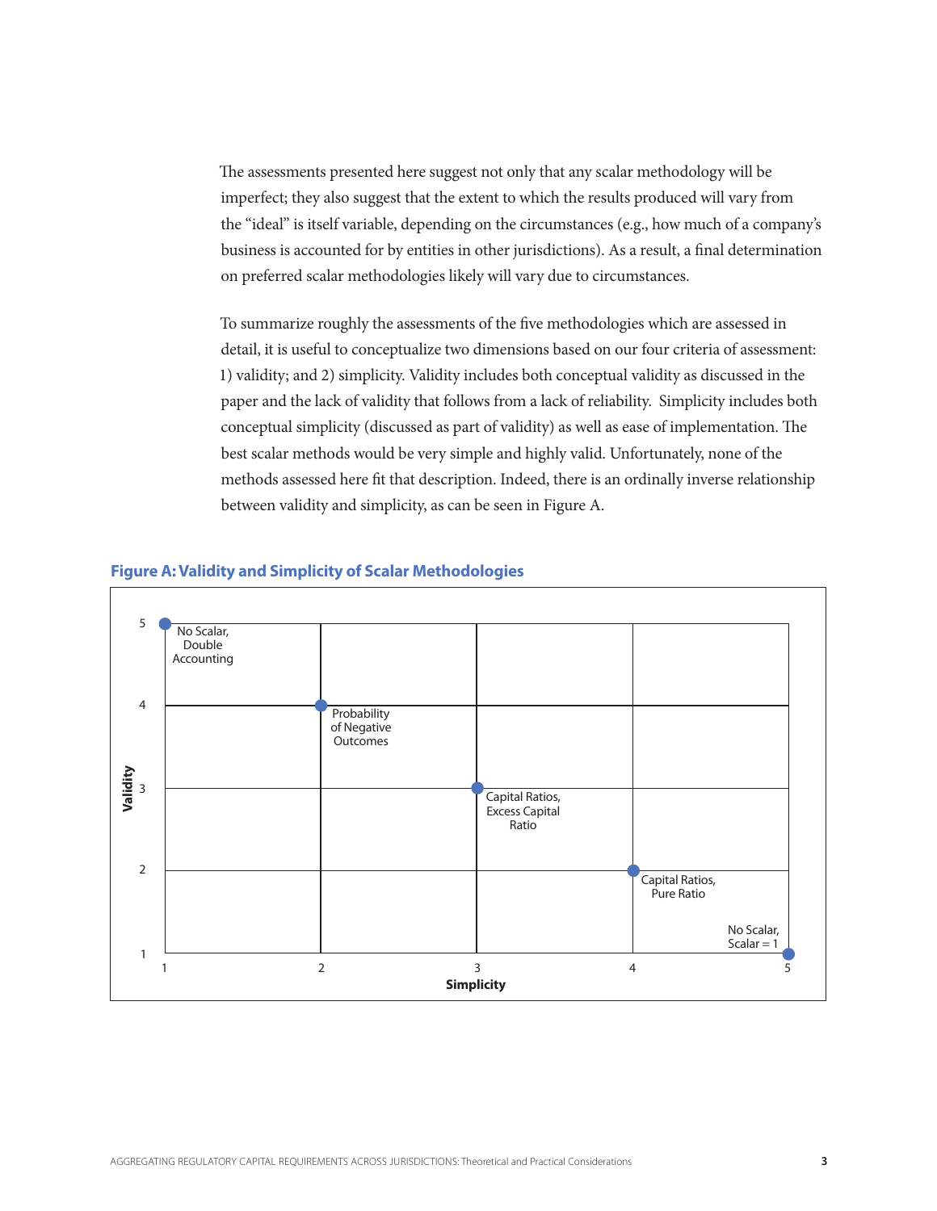The assessments presented here suggest not only that any scalar methodology will be imperfect; they also suggest that the extent to which the results produced will vary from the "ideal" is itself variable, depending on the circumstances (e.g., how much of a company's business is accounted for by entities in other jurisdictions). As a result, a final determination on preferred scalar methodologies likely will vary due to circumstances.

To summarize roughly the assessments of the five methodologies which are assessed in detail, it is useful to conceptualize two dimensions based on our four criteria of assessment: 1) validity; and 2) simplicity. Validity includes both conceptual validity as discussed in the paper and the lack of validity that follows from a lack of reliability. Simplicity includes both conceptual simplicity (discussed as part of validity) as well as ease of implementation. The best scalar methods would be very simple and highly valid. Unfortunately, none of the methods assessed here fit that description. Indeed, there is an ordinally inverse relationship between validity and simplicity, as can be seen in Figure A.

**Figure A: Validity and Simplicity of Scalar Methodologies**

| Methodology | Simplicity | Validity |
|---|---|---|
| No Scalar, Double Accounting | 1 | 5 |
| Probability of Negative Outcomes | 2 | 4 |
| Capital Ratios, Excess Capital Ratio | 3 | 3 |
| Capital Ratios, Pure Ratio | 4 | 2 |
| No Scalar, Scalar = 1 | 5 | 1 |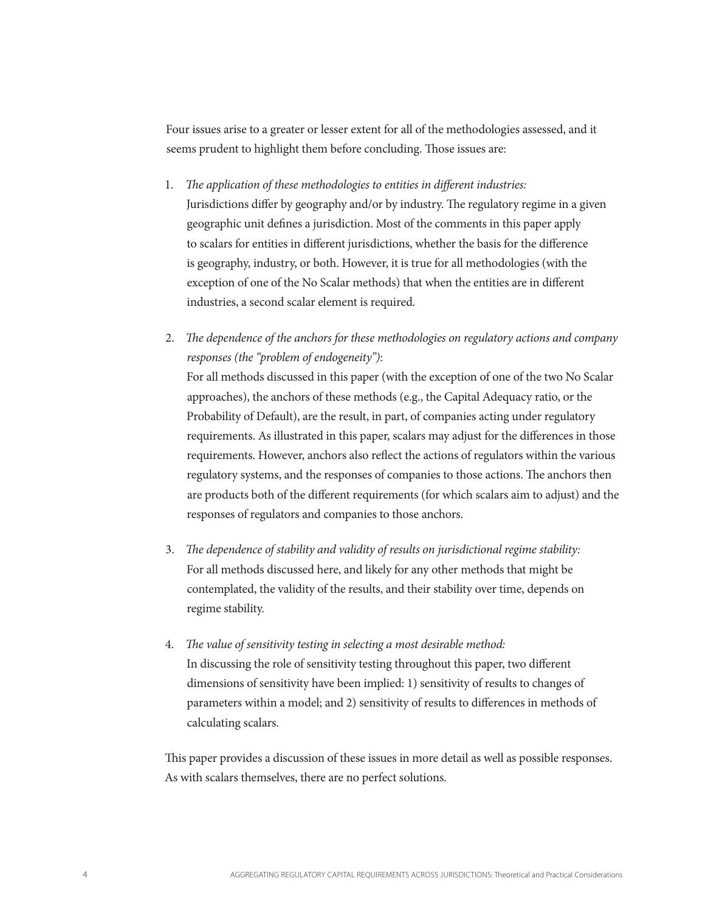Four issues arise to a greater or lesser extent for all of the methodologies assessed, and it seems prudent to highlight them before concluding. Those issues are:

1. *The application of these methodologies to entities in different industries:*
   Jurisdictions differ by geography and/or by industry. The regulatory regime in a given geographic unit defines a jurisdiction. Most of the comments in this paper apply to scalars for entities in different jurisdictions, whether the basis for the difference is geography, industry, or both. However, it is true for all methodologies (with the exception of one of the No Scalar methods) that when the entities are in different industries, a second scalar element is required.

2. *The dependence of the anchors for these methodologies on regulatory actions and company responses (the "problem of endogeneity")*:
   For all methods discussed in this paper (with the exception of one of the two No Scalar approaches), the anchors of these methods (e.g., the Capital Adequacy ratio, or the Probability of Default), are the result, in part, of companies acting under regulatory requirements. As illustrated in this paper, scalars may adjust for the differences in those requirements. However, anchors also reflect the actions of regulators within the various regulatory systems, and the responses of companies to those actions. The anchors then are products both of the different requirements (for which scalars aim to adjust) and the responses of regulators and companies to those anchors.

3. *The dependence of stability and validity of results on jurisdictional regime stability:*
   For all methods discussed here, and likely for any other methods that might be contemplated, the validity of the results, and their stability over time, depends on regime stability.

4. *The value of sensitivity testing in selecting a most desirable method:*
   In discussing the role of sensitivity testing throughout this paper, two different dimensions of sensitivity have been implied: 1) sensitivity of results to changes of parameters within a model; and 2) sensitivity of results to differences in methods of calculating scalars.

This paper provides a discussion of these issues in more detail as well as possible responses. As with scalars themselves, there are no perfect solutions.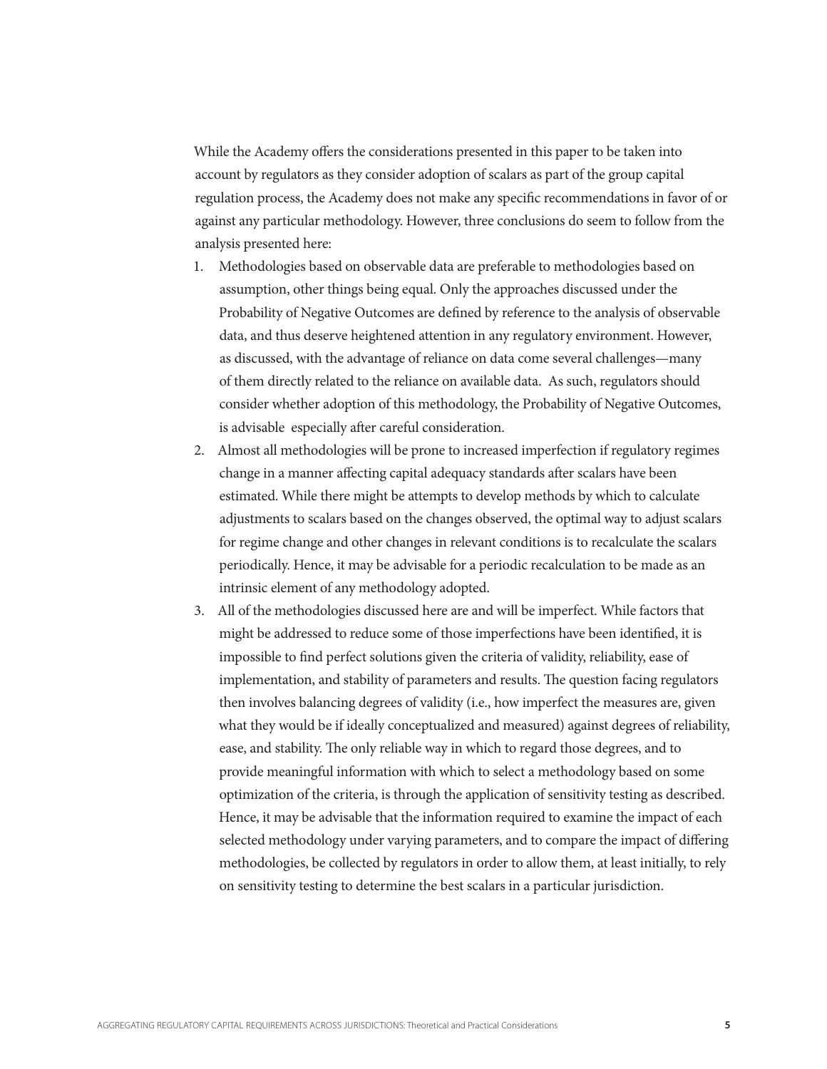While the Academy offers the considerations presented in this paper to be taken into account by regulators as they consider adoption of scalars as part of the group capital regulation process, the Academy does not make any specific recommendations in favor of or against any particular methodology. However, three conclusions do seem to follow from the analysis presented here:

1. Methodologies based on observable data are preferable to methodologies based on assumption, other things being equal. Only the approaches discussed under the Probability of Negative Outcomes are defined by reference to the analysis of observable data, and thus deserve heightened attention in any regulatory environment. However, as discussed, with the advantage of reliance on data come several challenges—many of them directly related to the reliance on available data. As such, regulators should consider whether adoption of this methodology, the Probability of Negative Outcomes, is advisable especially after careful consideration.
2. Almost all methodologies will be prone to increased imperfection if regulatory regimes change in a manner affecting capital adequacy standards after scalars have been estimated. While there might be attempts to develop methods by which to calculate adjustments to scalars based on the changes observed, the optimal way to adjust scalars for regime change and other changes in relevant conditions is to recalculate the scalars periodically. Hence, it may be advisable for a periodic recalculation to be made as an intrinsic element of any methodology adopted.
3. All of the methodologies discussed here are and will be imperfect. While factors that might be addressed to reduce some of those imperfections have been identified, it is impossible to find perfect solutions given the criteria of validity, reliability, ease of implementation, and stability of parameters and results. The question facing regulators then involves balancing degrees of validity (i.e., how imperfect the measures are, given what they would be if ideally conceptualized and measured) against degrees of reliability, ease, and stability. The only reliable way in which to regard those degrees, and to provide meaningful information with which to select a methodology based on some optimization of the criteria, is through the application of sensitivity testing as described. Hence, it may be advisable that the information required to examine the impact of each selected methodology under varying parameters, and to compare the impact of differing methodologies, be collected by regulators in order to allow them, at least initially, to rely on sensitivity testing to determine the best scalars in a particular jurisdiction.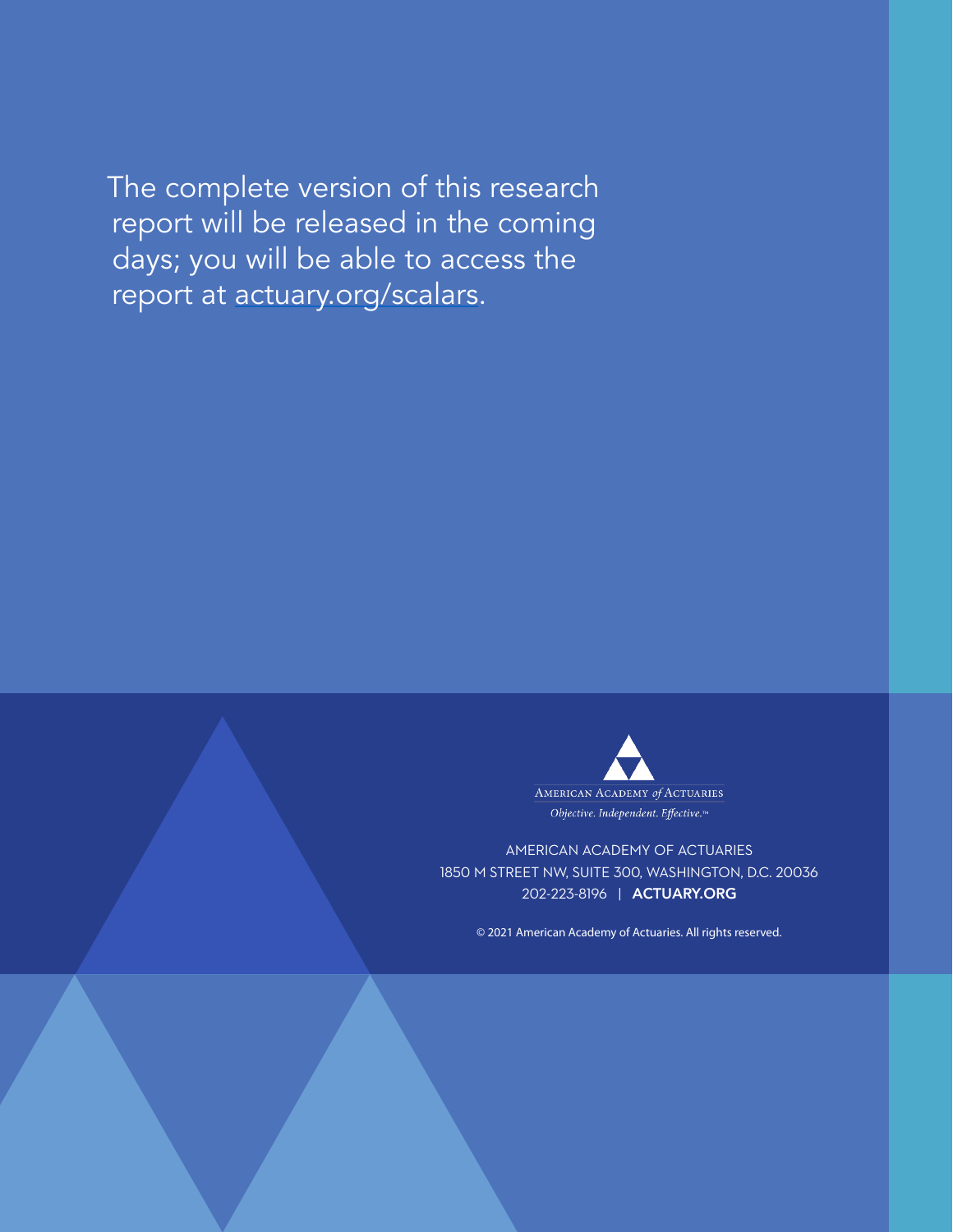The complete version of this research report will be released in the coming days; you will be able to access the report at actuary.org/scalars.

AMERICAN ACADEMY *of* ACTUARIES

*Objective. Independent. Effective.*™

AMERICAN ACADEMY OF ACTUARIES
1850 M STREET NW, SUITE 300, WASHINGTON, D.C. 20036
202-223-8196 | **ACTUARY.ORG**

© 2021 American Academy of Actuaries. All rights reserved.